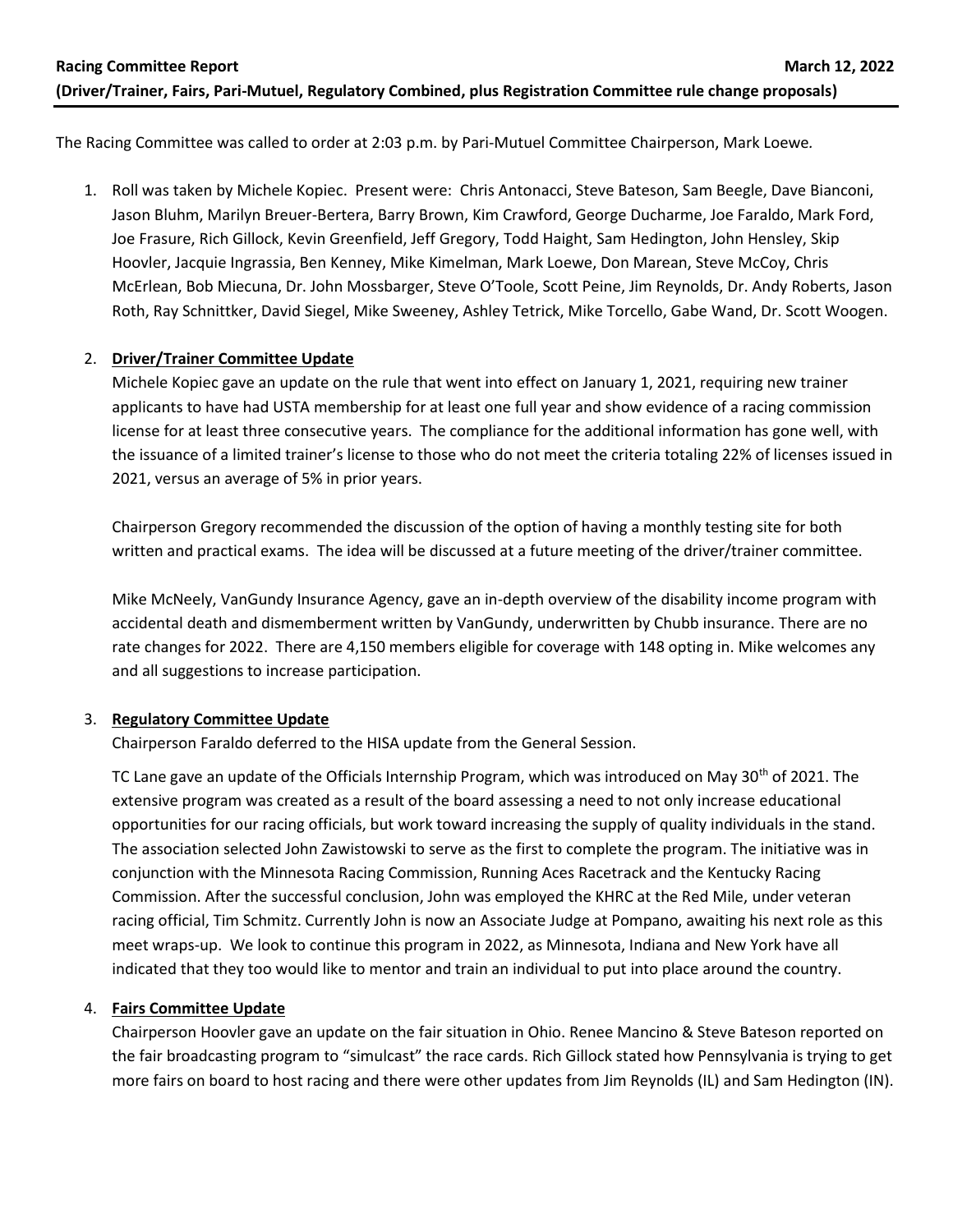**Racing Committee Report** **March 12, 2022**

**(Driver/Trainer, Fairs, Pari-Mutuel, Regulatory Combined, plus Registration Committee rule change proposals)**

The Racing Committee was called to order at 2:03 p.m. by Pari-Mutuel Committee Chairperson, Mark Loewe.

1. Roll was taken by Michele Kopiec. Present were: Chris Antonacci, Steve Bateson, Sam Beegle, Dave Bianconi, Jason Bluhm, Marilyn Breuer-Bertera, Barry Brown, Kim Crawford, George Ducharme, Joe Faraldo, Mark Ford, Joe Frasure, Rich Gillock, Kevin Greenfield, Jeff Gregory, Todd Haight, Sam Hedington, John Hensley, Skip Hoovler, Jacquie Ingrassia, Ben Kenney, Mike Kimelman, Mark Loewe, Don Marean, Steve McCoy, Chris McErlean, Bob Miecuna, Dr. John Mossbarger, Steve O'Toole, Scott Peine, Jim Reynolds, Dr. Andy Roberts, Jason Roth, Ray Schnittker, David Siegel, Mike Sweeney, Ashley Tetrick, Mike Torcello, Gabe Wand, Dr. Scott Woogen.

2. **Driver/Trainer Committee Update**

   Michele Kopiec gave an update on the rule that went into effect on January 1, 2021, requiring new trainer applicants to have had USTA membership for at least one full year and show evidence of a racing commission license for at least three consecutive years. The compliance for the additional information has gone well, with the issuance of a limited trainer's license to those who do not meet the criteria totaling 22% of licenses issued in 2021, versus an average of 5% in prior years.

   Chairperson Gregory recommended the discussion of the option of having a monthly testing site for both written and practical exams. The idea will be discussed at a future meeting of the driver/trainer committee.

   Mike McNeely, VanGundy Insurance Agency, gave an in-depth overview of the disability income program with accidental death and dismemberment written by VanGundy, underwritten by Chubb insurance. There are no rate changes for 2022. There are 4,150 members eligible for coverage with 148 opting in. Mike welcomes any and all suggestions to increase participation.

3. **Regulatory Committee Update**

   Chairperson Faraldo deferred to the HISA update from the General Session.

   TC Lane gave an update of the Officials Internship Program, which was introduced on May 30th of 2021. The extensive program was created as a result of the board assessing a need to not only increase educational opportunities for our racing officials, but work toward increasing the supply of quality individuals in the stand. The association selected John Zawistowski to serve as the first to complete the program. The initiative was in conjunction with the Minnesota Racing Commission, Running Aces Racetrack and the Kentucky Racing Commission. After the successful conclusion, John was employed the KHRC at the Red Mile, under veteran racing official, Tim Schmitz. Currently John is now an Associate Judge at Pompano, awaiting his next role as this meet wraps-up. We look to continue this program in 2022, as Minnesota, Indiana and New York have all indicated that they too would like to mentor and train an individual to put into place around the country.

4. **Fairs Committee Update**

   Chairperson Hoovler gave an update on the fair situation in Ohio. Renee Mancino & Steve Bateson reported on the fair broadcasting program to "simulcast" the race cards. Rich Gillock stated how Pennsylvania is trying to get more fairs on board to host racing and there were other updates from Jim Reynolds (IL) and Sam Hedington (IN).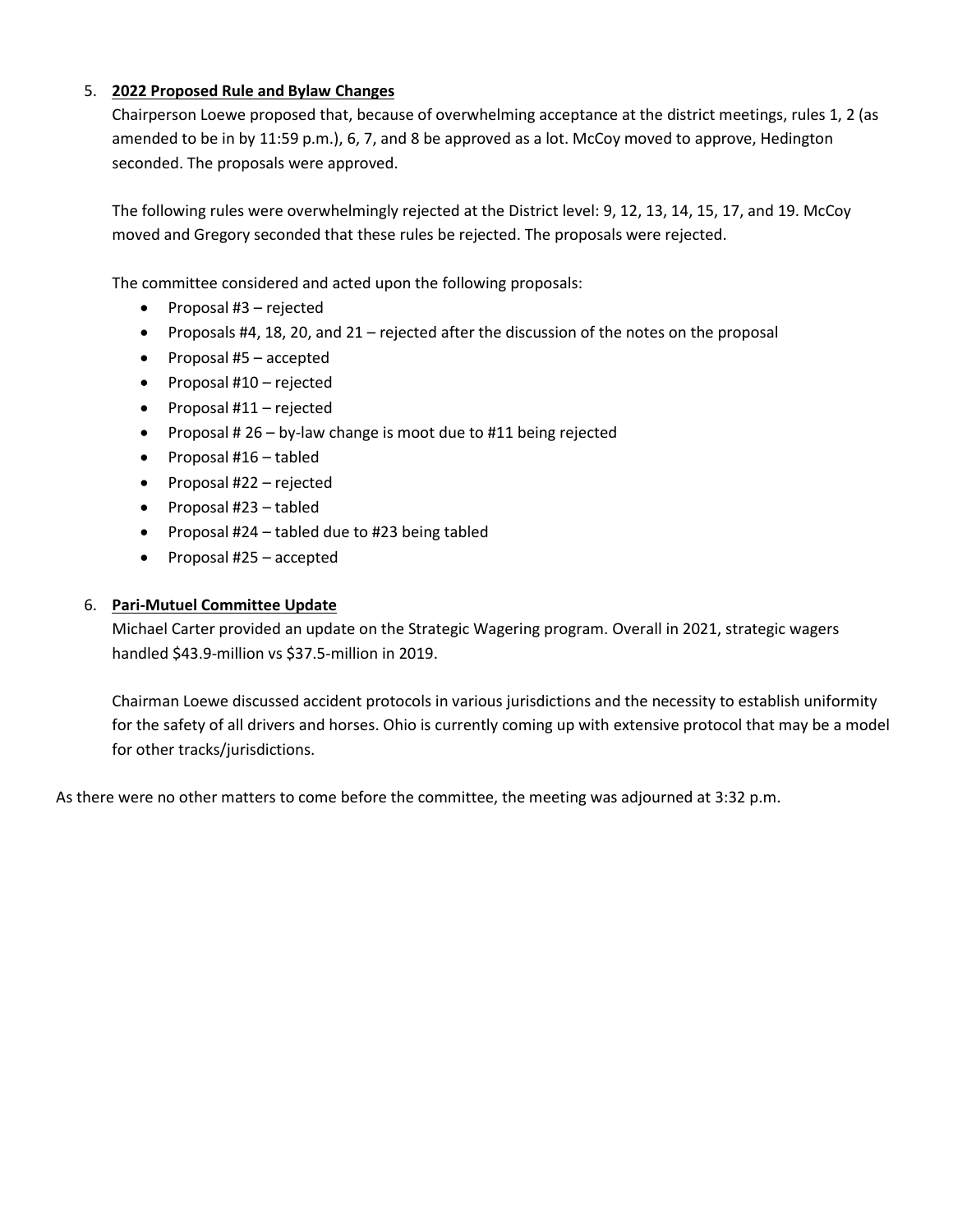5. **2022 Proposed Rule and Bylaw Changes**

   Chairperson Loewe proposed that, because of overwhelming acceptance at the district meetings, rules 1, 2 (as amended to be in by 11:59 p.m.), 6, 7, and 8 be approved as a lot. McCoy moved to approve, Hedington seconded. The proposals were approved.

   The following rules were overwhelmingly rejected at the District level: 9, 12, 13, 14, 15, 17, and 19. McCoy moved and Gregory seconded that these rules be rejected. The proposals were rejected.

   The committee considered and acted upon the following proposals:

   - Proposal #3 – rejected
   - Proposals #4, 18, 20, and 21 – rejected after the discussion of the notes on the proposal
   - Proposal #5 – accepted
   - Proposal #10 – rejected
   - Proposal #11 – rejected
   - Proposal # 26 – by-law change is moot due to #11 being rejected
   - Proposal #16 – tabled
   - Proposal #22 – rejected
   - Proposal #23 – tabled
   - Proposal #24 – tabled due to #23 being tabled
   - Proposal #25 – accepted

6. **Pari-Mutuel Committee Update**

   Michael Carter provided an update on the Strategic Wagering program. Overall in 2021, strategic wagers handled $43.9-million vs $37.5-million in 2019.

   Chairman Loewe discussed accident protocols in various jurisdictions and the necessity to establish uniformity for the safety of all drivers and horses. Ohio is currently coming up with extensive protocol that may be a model for other tracks/jurisdictions.

As there were no other matters to come before the committee, the meeting was adjourned at 3:32 p.m.